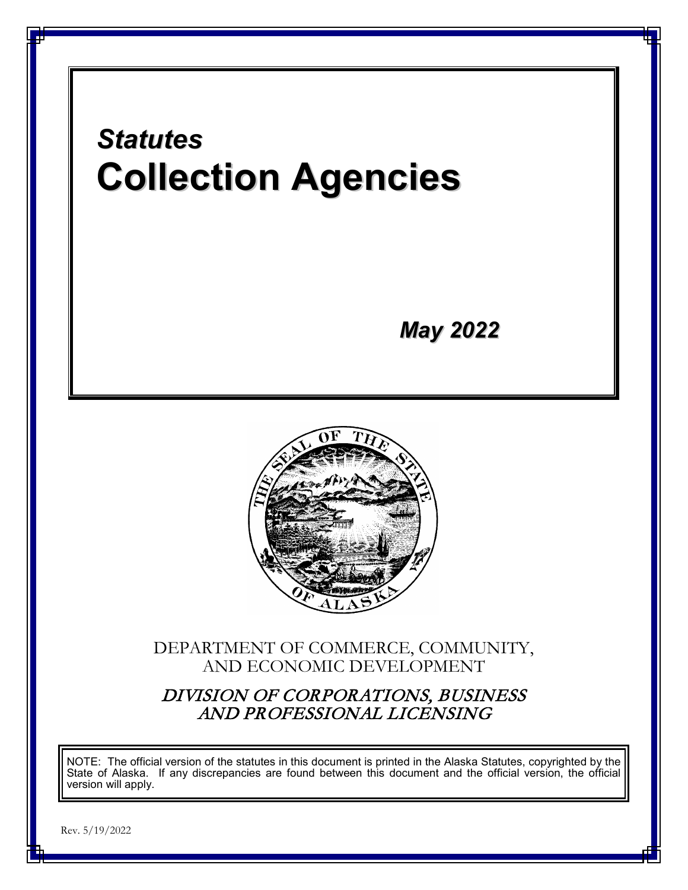*Statutes*

# Collection Agencies

*May 2022*

DEPARTMENT OF COMMERCE, COMMUNITY, AND ECONOMIC DEVELOPMENT

*DIVISION OF CORPORATIONS, BUSINESS AND PROFESSIONAL LICENSING*

NOTE: The official version of the statutes in this document is printed in the Alaska Statutes, copyrighted by the State of Alaska. If any discrepancies are found between this document and the official version, the official version will apply.

Rev. 5/19/2022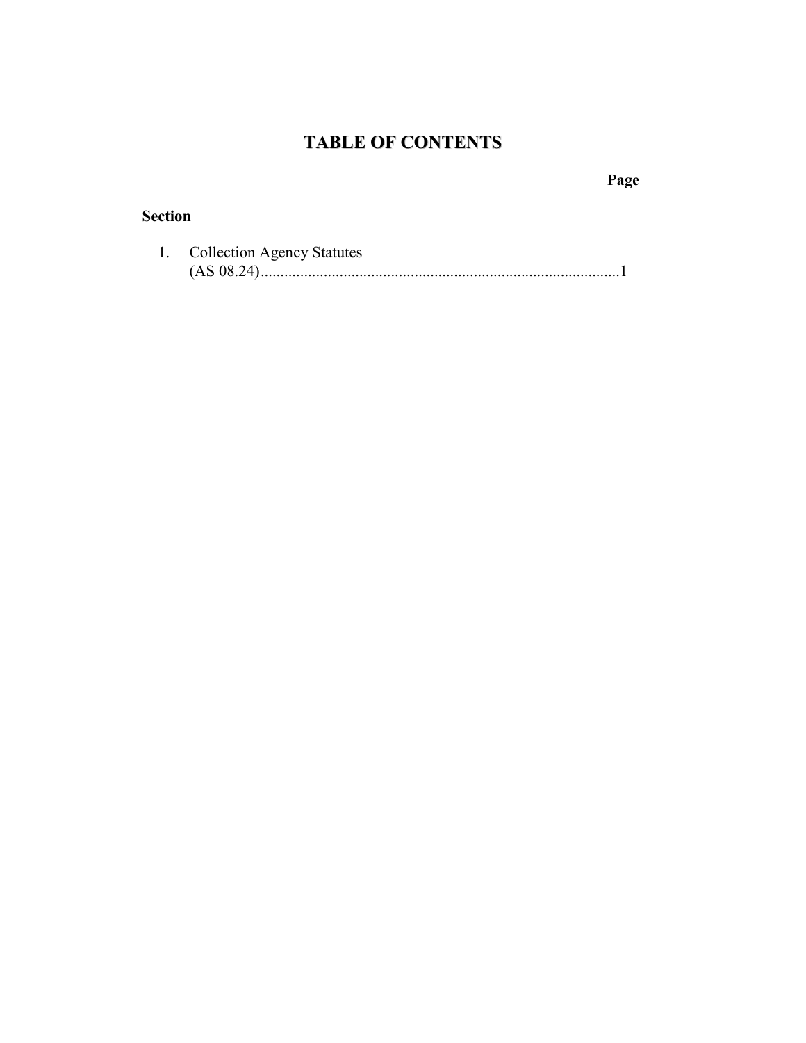# TABLE OF CONTENTS

| Section | | Page |
|---|---|---|
| 1. | Collection Agency Statutes (AS 08.24) | 1 |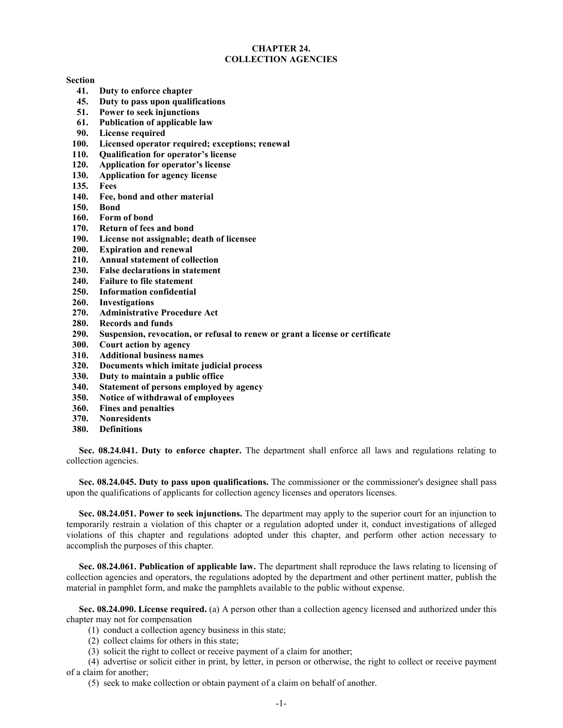# CHAPTER 24.
# COLLECTION AGENCIES

**Section**

- **41. Duty to enforce chapter**
- **45. Duty to pass upon qualifications**
- **51. Power to seek injunctions**
- **61. Publication of applicable law**
- **90. License required**
- **100. Licensed operator required; exceptions; renewal**
- **110. Qualification for operator's license**
- **120. Application for operator's license**
- **130. Application for agency license**
- **135. Fees**
- **140. Fee, bond and other material**
- **150. Bond**
- **160. Form of bond**
- **170. Return of fees and bond**
- **190. License not assignable; death of licensee**
- **200. Expiration and renewal**
- **210. Annual statement of collection**
- **230. False declarations in statement**
- **240. Failure to file statement**
- **250. Information confidential**
- **260. Investigations**
- **270. Administrative Procedure Act**
- **280. Records and funds**
- **290. Suspension, revocation, or refusal to renew or grant a license or certificate**
- **300. Court action by agency**
- **310. Additional business names**
- **320. Documents which imitate judicial process**
- **330. Duty to maintain a public office**
- **340. Statement of persons employed by agency**
- **350. Notice of withdrawal of employees**
- **360. Fines and penalties**
- **370. Nonresidents**
- **380. Definitions**

**Sec. 08.24.041. Duty to enforce chapter.** The department shall enforce all laws and regulations relating to collection agencies.

**Sec. 08.24.045. Duty to pass upon qualifications.** The commissioner or the commissioner's designee shall pass upon the qualifications of applicants for collection agency licenses and operators licenses.

**Sec. 08.24.051. Power to seek injunctions.** The department may apply to the superior court for an injunction to temporarily restrain a violation of this chapter or a regulation adopted under it, conduct investigations of alleged violations of this chapter and regulations adopted under this chapter, and perform other action necessary to accomplish the purposes of this chapter.

**Sec. 08.24.061. Publication of applicable law.** The department shall reproduce the laws relating to licensing of collection agencies and operators, the regulations adopted by the department and other pertinent matter, publish the material in pamphlet form, and make the pamphlets available to the public without expense.

**Sec. 08.24.090. License required.** (a) A person other than a collection agency licensed and authorized under this chapter may not for compensation

(1) conduct a collection agency business in this state;

(2) collect claims for others in this state;

(3) solicit the right to collect or receive payment of a claim for another;

(4) advertise or solicit either in print, by letter, in person or otherwise, the right to collect or receive payment of a claim for another;

(5) seek to make collection or obtain payment of a claim on behalf of another.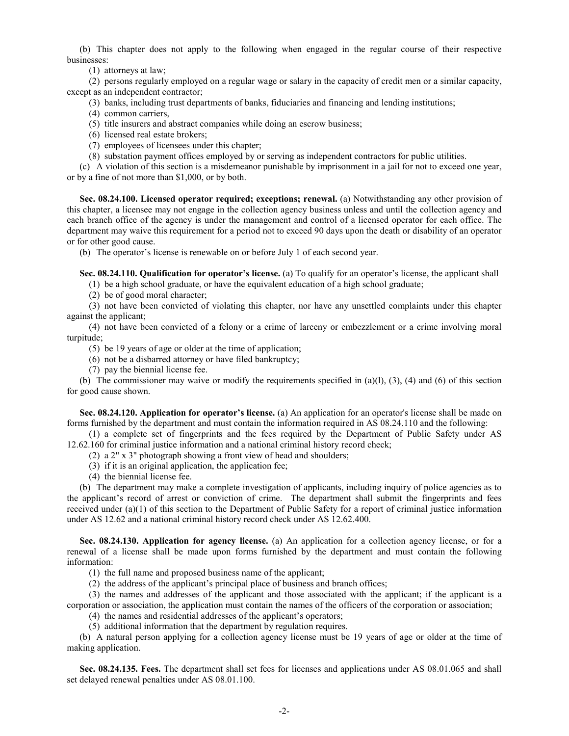(b) This chapter does not apply to the following when engaged in the regular course of their respective businesses:

(1) attorneys at law;

(2) persons regularly employed on a regular wage or salary in the capacity of credit men or a similar capacity, except as an independent contractor;

(3) banks, including trust departments of banks, fiduciaries and financing and lending institutions;

(4) common carriers,

(5) title insurers and abstract companies while doing an escrow business;

(6) licensed real estate brokers;

(7) employees of licensees under this chapter;

(8) substation payment offices employed by or serving as independent contractors for public utilities.

(c) A violation of this section is a misdemeanor punishable by imprisonment in a jail for not to exceed one year, or by a fine of not more than $1,000, or by both.

**Sec. 08.24.100. Licensed operator required; exceptions; renewal.** (a) Notwithstanding any other provision of this chapter, a licensee may not engage in the collection agency business unless and until the collection agency and each branch office of the agency is under the management and control of a licensed operator for each office. The department may waive this requirement for a period not to exceed 90 days upon the death or disability of an operator or for other good cause.

(b) The operator's license is renewable on or before July 1 of each second year.

**Sec. 08.24.110. Qualification for operator's license.** (a) To qualify for an operator's license, the applicant shall

(1) be a high school graduate, or have the equivalent education of a high school graduate;

(2) be of good moral character;

(3) not have been convicted of violating this chapter, nor have any unsettled complaints under this chapter against the applicant;

(4) not have been convicted of a felony or a crime of larceny or embezzlement or a crime involving moral turpitude;

(5) be 19 years of age or older at the time of application;

(6) not be a disbarred attorney or have filed bankruptcy;

(7) pay the biennial license fee.

(b) The commissioner may waive or modify the requirements specified in (a)(l), (3), (4) and (6) of this section for good cause shown.

**Sec. 08.24.120. Application for operator's license.** (a) An application for an operator's license shall be made on forms furnished by the department and must contain the information required in AS 08.24.110 and the following:

(1) a complete set of fingerprints and the fees required by the Department of Public Safety under AS 12.62.160 for criminal justice information and a national criminal history record check;

(2) a 2" x 3" photograph showing a front view of head and shoulders;

(3) if it is an original application, the application fee;

(4) the biennial license fee.

(b) The department may make a complete investigation of applicants, including inquiry of police agencies as to the applicant's record of arrest or conviction of crime. The department shall submit the fingerprints and fees received under (a)(1) of this section to the Department of Public Safety for a report of criminal justice information under AS 12.62 and a national criminal history record check under AS 12.62.400.

**Sec. 08.24.130. Application for agency license.** (a) An application for a collection agency license, or for a renewal of a license shall be made upon forms furnished by the department and must contain the following information:

(1) the full name and proposed business name of the applicant;

(2) the address of the applicant's principal place of business and branch offices;

(3) the names and addresses of the applicant and those associated with the applicant; if the applicant is a corporation or association, the application must contain the names of the officers of the corporation or association;

(4) the names and residential addresses of the applicant's operators;

(5) additional information that the department by regulation requires.

(b) A natural person applying for a collection agency license must be 19 years of age or older at the time of making application.

**Sec. 08.24.135. Fees.** The department shall set fees for licenses and applications under AS 08.01.065 and shall set delayed renewal penalties under AS 08.01.100.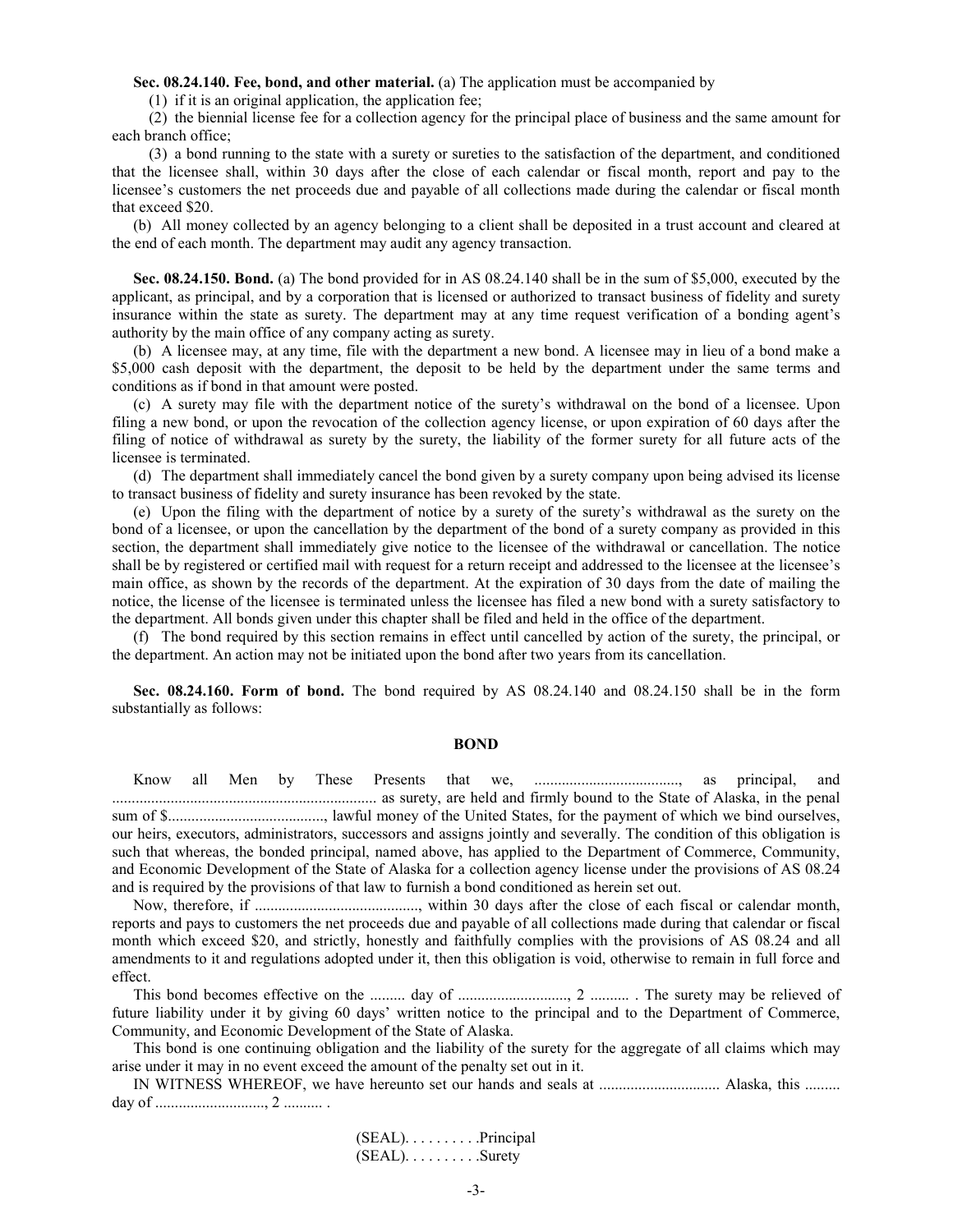**Sec. 08.24.140. Fee, bond, and other material.** (a) The application must be accompanied by

(1) if it is an original application, the application fee;

(2) the biennial license fee for a collection agency for the principal place of business and the same amount for each branch office;

(3) a bond running to the state with a surety or sureties to the satisfaction of the department, and conditioned that the licensee shall, within 30 days after the close of each calendar or fiscal month, report and pay to the licensee's customers the net proceeds due and payable of all collections made during the calendar or fiscal month that exceed $20.

(b) All money collected by an agency belonging to a client shall be deposited in a trust account and cleared at the end of each month. The department may audit any agency transaction.

**Sec. 08.24.150. Bond.** (a) The bond provided for in AS 08.24.140 shall be in the sum of $5,000, executed by the applicant, as principal, and by a corporation that is licensed or authorized to transact business of fidelity and surety insurance within the state as surety. The department may at any time request verification of a bonding agent's authority by the main office of any company acting as surety.

(b) A licensee may, at any time, file with the department a new bond. A licensee may in lieu of a bond make a $5,000 cash deposit with the department, the deposit to be held by the department under the same terms and conditions as if bond in that amount were posted.

(c) A surety may file with the department notice of the surety's withdrawal on the bond of a licensee. Upon filing a new bond, or upon the revocation of the collection agency license, or upon expiration of 60 days after the filing of notice of withdrawal as surety by the surety, the liability of the former surety for all future acts of the licensee is terminated.

(d) The department shall immediately cancel the bond given by a surety company upon being advised its license to transact business of fidelity and surety insurance has been revoked by the state.

(e) Upon the filing with the department of notice by a surety of the surety's withdrawal as the surety on the bond of a licensee, or upon the cancellation by the department of the bond of a surety company as provided in this section, the department shall immediately give notice to the licensee of the withdrawal or cancellation. The notice shall be by registered or certified mail with request for a return receipt and addressed to the licensee at the licensee's main office, as shown by the records of the department. At the expiration of 30 days from the date of mailing the notice, the license of the licensee is terminated unless the licensee has filed a new bond with a surety satisfactory to the department. All bonds given under this chapter shall be filed and held in the office of the department.

(f) The bond required by this section remains in effect until cancelled by action of the surety, the principal, or the department. An action may not be initiated upon the bond after two years from its cancellation.

**Sec. 08.24.160. Form of bond.** The bond required by AS 08.24.140 and 08.24.150 shall be in the form substantially as follows:

**BOND**

Know all Men by These Presents that we, ....................................., as principal, and ................................................................... as surety, are held and firmly bound to the State of Alaska, in the penal sum of $........................................, lawful money of the United States, for the payment of which we bind ourselves, our heirs, executors, administrators, successors and assigns jointly and severally. The condition of this obligation is such that whereas, the bonded principal, named above, has applied to the Department of Commerce, Community, and Economic Development of the State of Alaska for a collection agency license under the provisions of AS 08.24 and is required by the provisions of that law to furnish a bond conditioned as herein set out.

Now, therefore, if .........................................., within 30 days after the close of each fiscal or calendar month, reports and pays to customers the net proceeds due and payable of all collections made during that calendar or fiscal month which exceed $20, and strictly, honestly and faithfully complies with the provisions of AS 08.24 and all amendments to it and regulations adopted under it, then this obligation is void, otherwise to remain in full force and effect.

This bond becomes effective on the ......... day of ............................, 2 .......... . The surety may be relieved of future liability under it by giving 60 days' written notice to the principal and to the Department of Commerce, Community, and Economic Development of the State of Alaska.

This bond is one continuing obligation and the liability of the surety for the aggregate of all claims which may arise under it may in no event exceed the amount of the penalty set out in it.

IN WITNESS WHEREOF, we have hereunto set our hands and seals at .............................. Alaska, this ......... day of ............................, 2 .......... .

(SEAL). . . . . . . . . .Principal
(SEAL). . . . . . . . . .Surety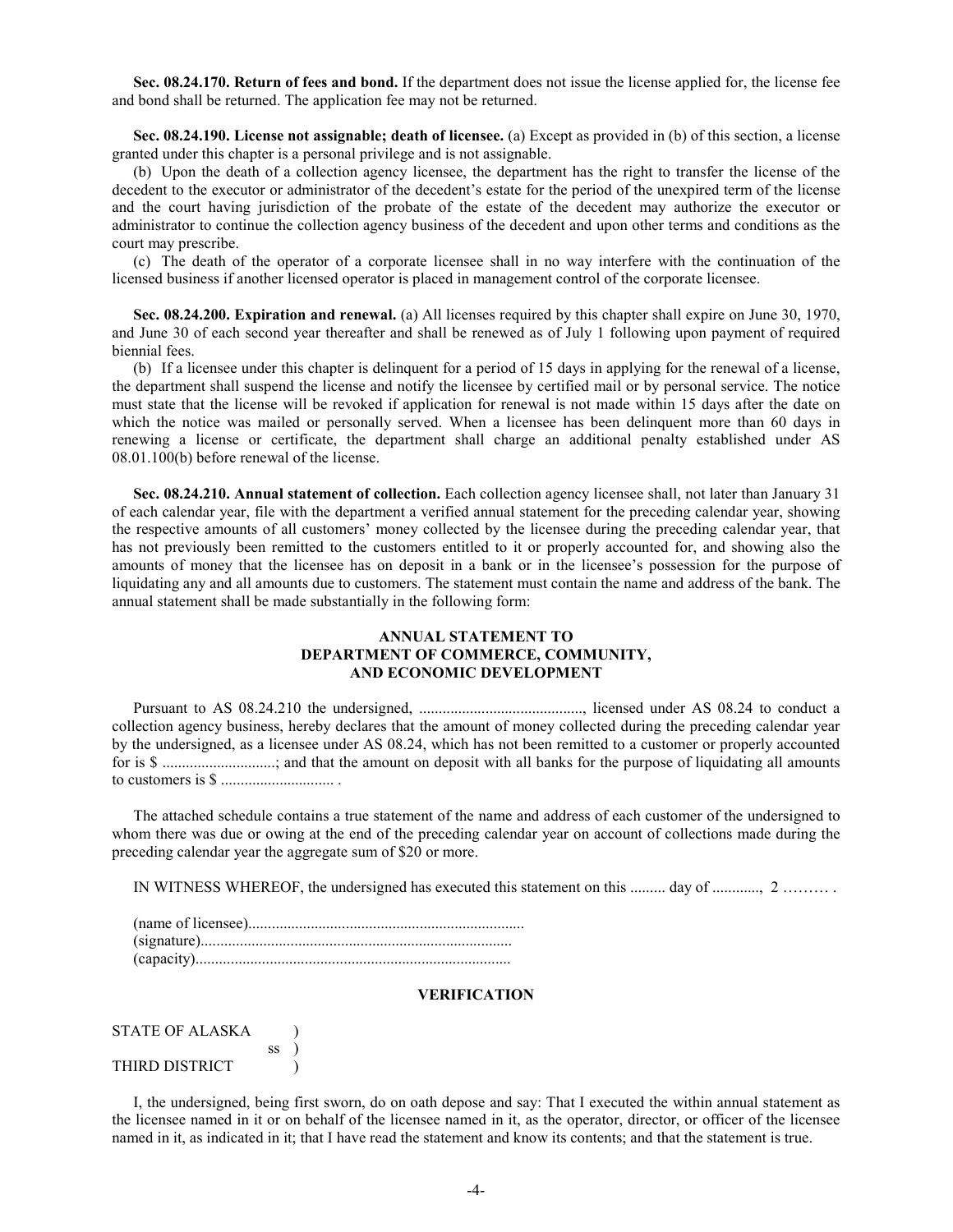**Sec. 08.24.170. Return of fees and bond.** If the department does not issue the license applied for, the license fee and bond shall be returned. The application fee may not be returned.

**Sec. 08.24.190. License not assignable; death of licensee.** (a) Except as provided in (b) of this section, a license granted under this chapter is a personal privilege and is not assignable.

(b) Upon the death of a collection agency licensee, the department has the right to transfer the license of the decedent to the executor or administrator of the decedent's estate for the period of the unexpired term of the license and the court having jurisdiction of the probate of the estate of the decedent may authorize the executor or administrator to continue the collection agency business of the decedent and upon other terms and conditions as the court may prescribe.

(c) The death of the operator of a corporate licensee shall in no way interfere with the continuation of the licensed business if another licensed operator is placed in management control of the corporate licensee.

**Sec. 08.24.200. Expiration and renewal.** (a) All licenses required by this chapter shall expire on June 30, 1970, and June 30 of each second year thereafter and shall be renewed as of July 1 following upon payment of required biennial fees.

(b) If a licensee under this chapter is delinquent for a period of 15 days in applying for the renewal of a license, the department shall suspend the license and notify the licensee by certified mail or by personal service. The notice must state that the license will be revoked if application for renewal is not made within 15 days after the date on which the notice was mailed or personally served. When a licensee has been delinquent more than 60 days in renewing a license or certificate, the department shall charge an additional penalty established under AS 08.01.100(b) before renewal of the license.

**Sec. 08.24.210. Annual statement of collection.** Each collection agency licensee shall, not later than January 31 of each calendar year, file with the department a verified annual statement for the preceding calendar year, showing the respective amounts of all customers' money collected by the licensee during the preceding calendar year, that has not previously been remitted to the customers entitled to it or properly accounted for, and showing also the amounts of money that the licensee has on deposit in a bank or in the licensee's possession for the purpose of liquidating any and all amounts due to customers. The statement must contain the name and address of the bank. The annual statement shall be made substantially in the following form:

**ANNUAL STATEMENT TO
DEPARTMENT OF COMMERCE, COMMUNITY,
AND ECONOMIC DEVELOPMENT**

Pursuant to AS 08.24.210 the undersigned, .........................................., licensed under AS 08.24 to conduct a collection agency business, hereby declares that the amount of money collected during the preceding calendar year by the undersigned, as a licensee under AS 08.24, which has not been remitted to a customer or properly accounted for is $ ............................; and that the amount on deposit with all banks for the purpose of liquidating all amounts to customers is $ ............................ .

The attached schedule contains a true statement of the name and address of each customer of the undersigned to whom there was due or owing at the end of the preceding calendar year on account of collections made during the preceding calendar year the aggregate sum of $20 or more.

IN WITNESS WHEREOF, the undersigned has executed this statement on this ......... day of ............, 2 ……… .

(name of licensee)......................................................................
(signature)................................................................................
(capacity).................................................................................

**VERIFICATION**

STATE OF ALASKA )
ss )
THIRD DISTRICT )

I, the undersigned, being first sworn, do on oath depose and say: That I executed the within annual statement as the licensee named in it or on behalf of the licensee named in it, as the operator, director, or officer of the licensee named in it, as indicated in it; that I have read the statement and know its contents; and that the statement is true.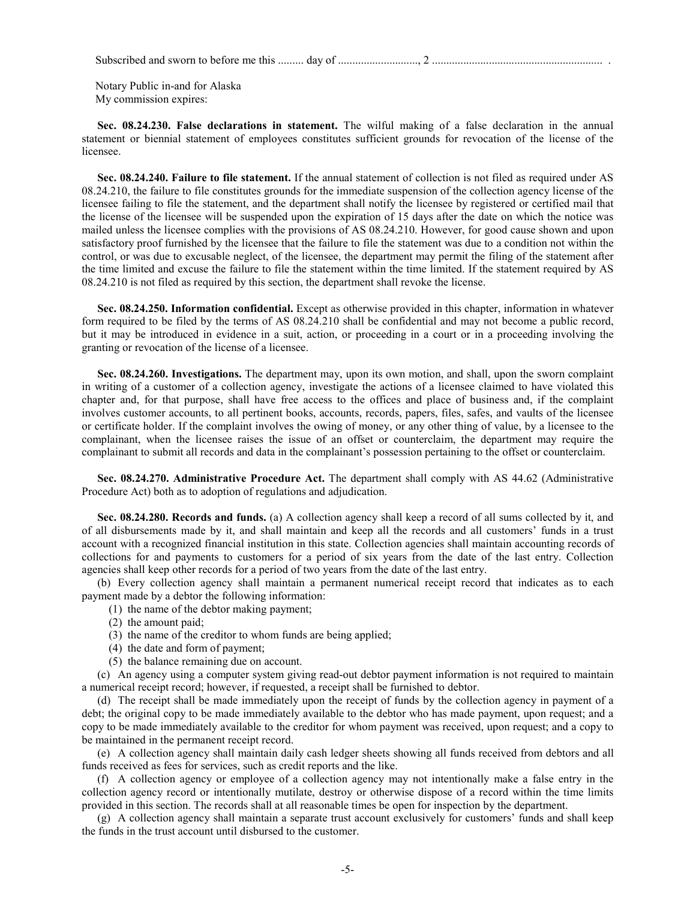Subscribed and sworn to before me this ......... day of ..........................., 2 ........................................................... .

Notary Public in-and for Alaska
My commission expires:

**Sec. 08.24.230. False declarations in statement.** The wilful making of a false declaration in the annual statement or biennial statement of employees constitutes sufficient grounds for revocation of the license of the licensee.

**Sec. 08.24.240. Failure to file statement.** If the annual statement of collection is not filed as required under AS 08.24.210, the failure to file constitutes grounds for the immediate suspension of the collection agency license of the licensee failing to file the statement, and the department shall notify the licensee by registered or certified mail that the license of the licensee will be suspended upon the expiration of 15 days after the date on which the notice was mailed unless the licensee complies with the provisions of AS 08.24.210. However, for good cause shown and upon satisfactory proof furnished by the licensee that the failure to file the statement was due to a condition not within the control, or was due to excusable neglect, of the licensee, the department may permit the filing of the statement after the time limited and excuse the failure to file the statement within the time limited. If the statement required by AS 08.24.210 is not filed as required by this section, the department shall revoke the license.

**Sec. 08.24.250. Information confidential.** Except as otherwise provided in this chapter, information in whatever form required to be filed by the terms of AS 08.24.210 shall be confidential and may not become a public record, but it may be introduced in evidence in a suit, action, or proceeding in a court or in a proceeding involving the granting or revocation of the license of a licensee.

**Sec. 08.24.260. Investigations.** The department may, upon its own motion, and shall, upon the sworn complaint in writing of a customer of a collection agency, investigate the actions of a licensee claimed to have violated this chapter and, for that purpose, shall have free access to the offices and place of business and, if the complaint involves customer accounts, to all pertinent books, accounts, records, papers, files, safes, and vaults of the licensee or certificate holder. If the complaint involves the owing of money, or any other thing of value, by a licensee to the complainant, when the licensee raises the issue of an offset or counterclaim, the department may require the complainant to submit all records and data in the complainant's possession pertaining to the offset or counterclaim.

**Sec. 08.24.270. Administrative Procedure Act.** The department shall comply with AS 44.62 (Administrative Procedure Act) both as to adoption of regulations and adjudication.

**Sec. 08.24.280. Records and funds.** (a) A collection agency shall keep a record of all sums collected by it, and of all disbursements made by it, and shall maintain and keep all the records and all customers' funds in a trust account with a recognized financial institution in this state. Collection agencies shall maintain accounting records of collections for and payments to customers for a period of six years from the date of the last entry. Collection agencies shall keep other records for a period of two years from the date of the last entry.

(b) Every collection agency shall maintain a permanent numerical receipt record that indicates as to each payment made by a debtor the following information:

(1) the name of the debtor making payment;

(2) the amount paid;

(3) the name of the creditor to whom funds are being applied;

(4) the date and form of payment;

(5) the balance remaining due on account.

(c) An agency using a computer system giving read-out debtor payment information is not required to maintain a numerical receipt record; however, if requested, a receipt shall be furnished to debtor.

(d) The receipt shall be made immediately upon the receipt of funds by the collection agency in payment of a debt; the original copy to be made immediately available to the debtor who has made payment, upon request; and a copy to be made immediately available to the creditor for whom payment was received, upon request; and a copy to be maintained in the permanent receipt record.

(e) A collection agency shall maintain daily cash ledger sheets showing all funds received from debtors and all funds received as fees for services, such as credit reports and the like.

(f) A collection agency or employee of a collection agency may not intentionally make a false entry in the collection agency record or intentionally mutilate, destroy or otherwise dispose of a record within the time limits provided in this section. The records shall at all reasonable times be open for inspection by the department.

(g) A collection agency shall maintain a separate trust account exclusively for customers' funds and shall keep the funds in the trust account until disbursed to the customer.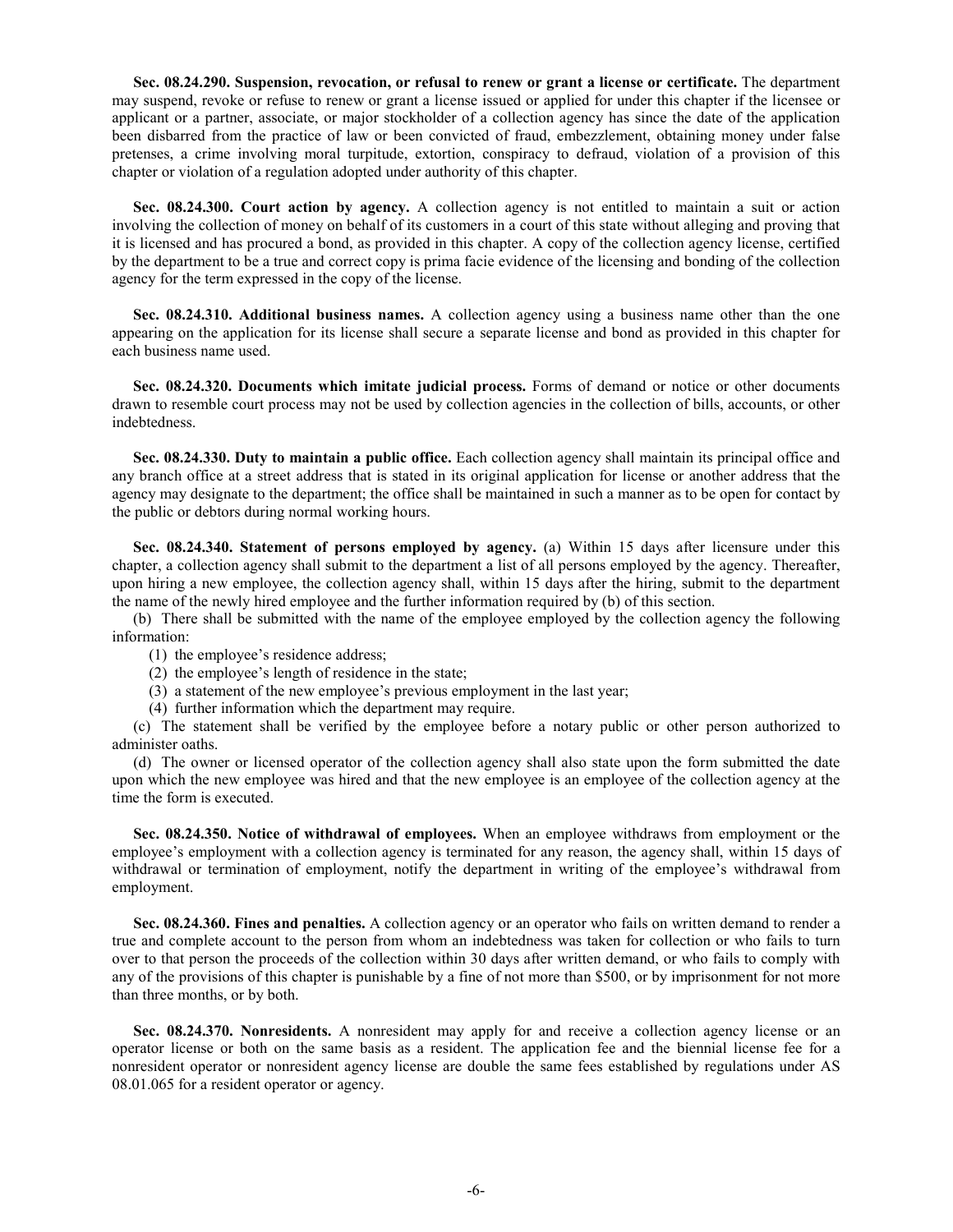**Sec. 08.24.290. Suspension, revocation, or refusal to renew or grant a license or certificate.** The department may suspend, revoke or refuse to renew or grant a license issued or applied for under this chapter if the licensee or applicant or a partner, associate, or major stockholder of a collection agency has since the date of the application been disbarred from the practice of law or been convicted of fraud, embezzlement, obtaining money under false pretenses, a crime involving moral turpitude, extortion, conspiracy to defraud, violation of a provision of this chapter or violation of a regulation adopted under authority of this chapter.

**Sec. 08.24.300. Court action by agency.** A collection agency is not entitled to maintain a suit or action involving the collection of money on behalf of its customers in a court of this state without alleging and proving that it is licensed and has procured a bond, as provided in this chapter. A copy of the collection agency license, certified by the department to be a true and correct copy is prima facie evidence of the licensing and bonding of the collection agency for the term expressed in the copy of the license.

**Sec. 08.24.310. Additional business names.** A collection agency using a business name other than the one appearing on the application for its license shall secure a separate license and bond as provided in this chapter for each business name used.

**Sec. 08.24.320. Documents which imitate judicial process.** Forms of demand or notice or other documents drawn to resemble court process may not be used by collection agencies in the collection of bills, accounts, or other indebtedness.

**Sec. 08.24.330. Duty to maintain a public office.** Each collection agency shall maintain its principal office and any branch office at a street address that is stated in its original application for license or another address that the agency may designate to the department; the office shall be maintained in such a manner as to be open for contact by the public or debtors during normal working hours.

**Sec. 08.24.340. Statement of persons employed by agency.** (a) Within 15 days after licensure under this chapter, a collection agency shall submit to the department a list of all persons employed by the agency. Thereafter, upon hiring a new employee, the collection agency shall, within 15 days after the hiring, submit to the department the name of the newly hired employee and the further information required by (b) of this section.

(b) There shall be submitted with the name of the employee employed by the collection agency the following information:

(1) the employee's residence address;

(2) the employee's length of residence in the state;

(3) a statement of the new employee's previous employment in the last year;

(4) further information which the department may require.

(c) The statement shall be verified by the employee before a notary public or other person authorized to administer oaths.

(d) The owner or licensed operator of the collection agency shall also state upon the form submitted the date upon which the new employee was hired and that the new employee is an employee of the collection agency at the time the form is executed.

**Sec. 08.24.350. Notice of withdrawal of employees.** When an employee withdraws from employment or the employee's employment with a collection agency is terminated for any reason, the agency shall, within 15 days of withdrawal or termination of employment, notify the department in writing of the employee's withdrawal from employment.

**Sec. 08.24.360. Fines and penalties.** A collection agency or an operator who fails on written demand to render a true and complete account to the person from whom an indebtedness was taken for collection or who fails to turn over to that person the proceeds of the collection within 30 days after written demand, or who fails to comply with any of the provisions of this chapter is punishable by a fine of not more than $500, or by imprisonment for not more than three months, or by both.

**Sec. 08.24.370. Nonresidents.** A nonresident may apply for and receive a collection agency license or an operator license or both on the same basis as a resident. The application fee and the biennial license fee for a nonresident operator or nonresident agency license are double the same fees established by regulations under AS 08.01.065 for a resident operator or agency.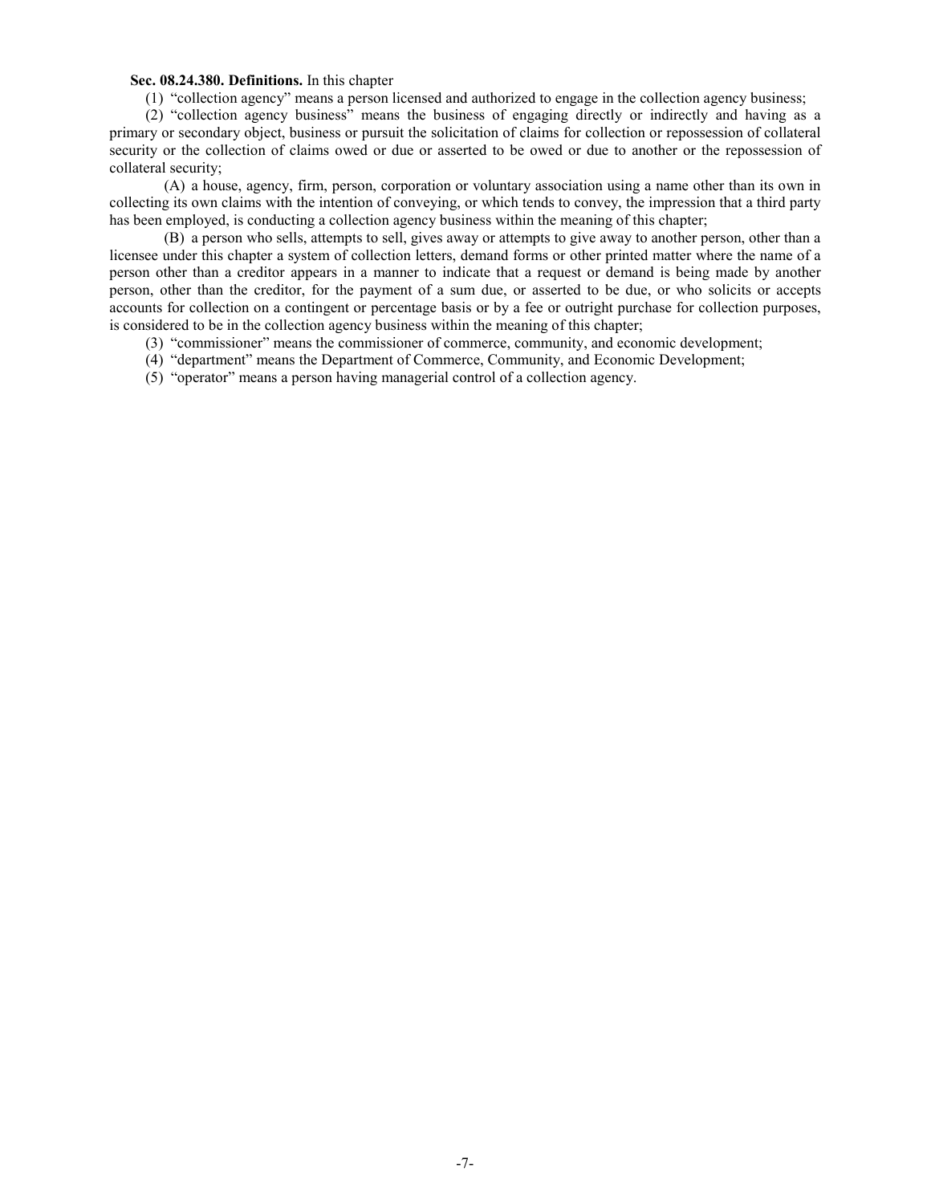**Sec. 08.24.380. Definitions.** In this chapter

(1) "collection agency" means a person licensed and authorized to engage in the collection agency business;

(2) "collection agency business" means the business of engaging directly or indirectly and having as a primary or secondary object, business or pursuit the solicitation of claims for collection or repossession of collateral security or the collection of claims owed or due or asserted to be owed or due to another or the repossession of collateral security;

(A) a house, agency, firm, person, corporation or voluntary association using a name other than its own in collecting its own claims with the intention of conveying, or which tends to convey, the impression that a third party has been employed, is conducting a collection agency business within the meaning of this chapter;

(B) a person who sells, attempts to sell, gives away or attempts to give away to another person, other than a licensee under this chapter a system of collection letters, demand forms or other printed matter where the name of a person other than a creditor appears in a manner to indicate that a request or demand is being made by another person, other than the creditor, for the payment of a sum due, or asserted to be due, or who solicits or accepts accounts for collection on a contingent or percentage basis or by a fee or outright purchase for collection purposes, is considered to be in the collection agency business within the meaning of this chapter;

(3) "commissioner" means the commissioner of commerce, community, and economic development;

(4) "department" means the Department of Commerce, Community, and Economic Development;

(5) "operator" means a person having managerial control of a collection agency.